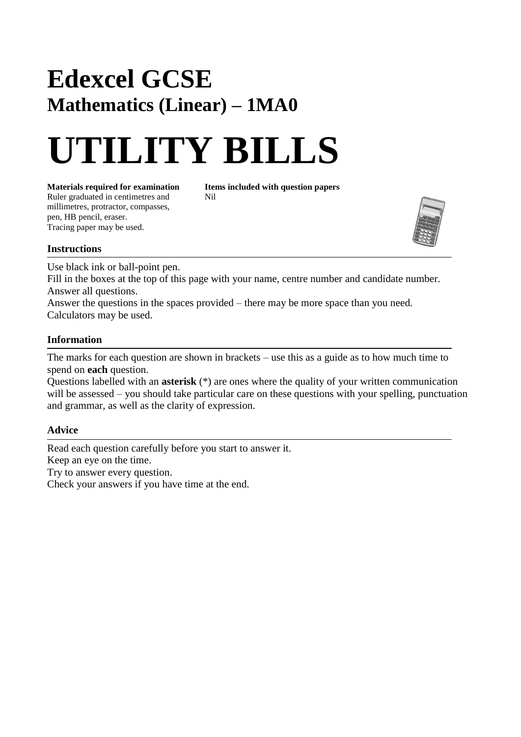# Edexcel GCSE

## Mathematics (Linear) – 1MA0

# UTILITY BILLS

**Materials required for examination**
Ruler graduated in centimetres and millimetres, protractor, compasses, pen, HB pencil, eraser.
Tracing paper may be used.

**Items included with question papers**
Nil

### Instructions

Use black ink or ball-point pen.
Fill in the boxes at the top of this page with your name, centre number and candidate number.
Answer all questions.
Answer the questions in the spaces provided – there may be more space than you need.
Calculators may be used.

### Information

The marks for each question are shown in brackets – use this as a guide as to how much time to spend on **each** question.
Questions labelled with an **asterisk** (*) are ones where the quality of your written communication will be assessed – you should take particular care on these questions with your spelling, punctuation and grammar, as well as the clarity of expression.

### Advice

Read each question carefully before you start to answer it.
Keep an eye on the time.
Try to answer every question.
Check your answers if you have time at the end.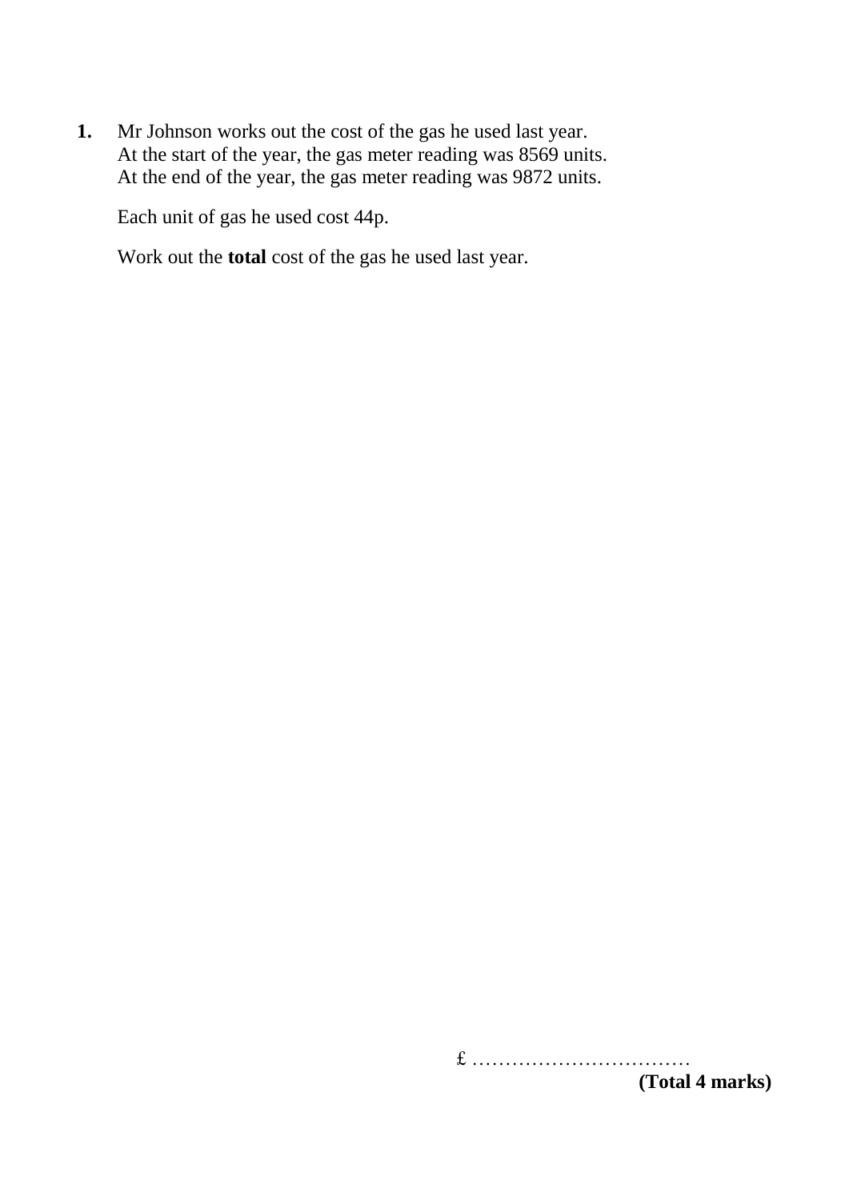**1.** Mr Johnson works out the cost of the gas he used last year.
At the start of the year, the gas meter reading was 8569 units.
At the end of the year, the gas meter reading was 9872 units.

Each unit of gas he used cost 44p.

Work out the **total** cost of the gas he used last year.

£ ..............................

**(Total 4 marks)**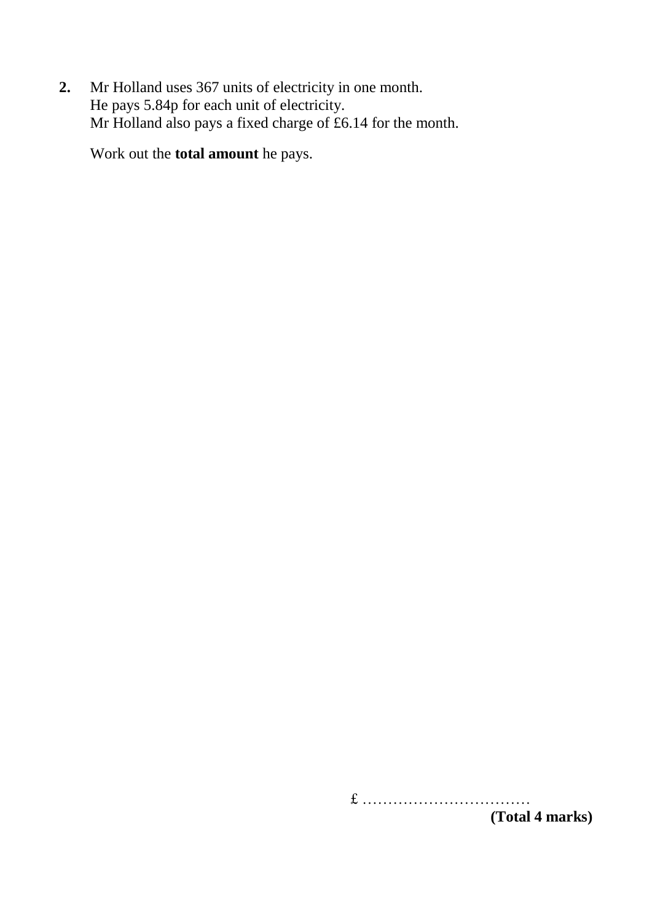**2.** Mr Holland uses 367 units of electricity in one month.
He pays 5.84p for each unit of electricity.
Mr Holland also pays a fixed charge of £6.14 for the month.

Work out the **total amount** he pays.

£ ……………………………

**(Total 4 marks)**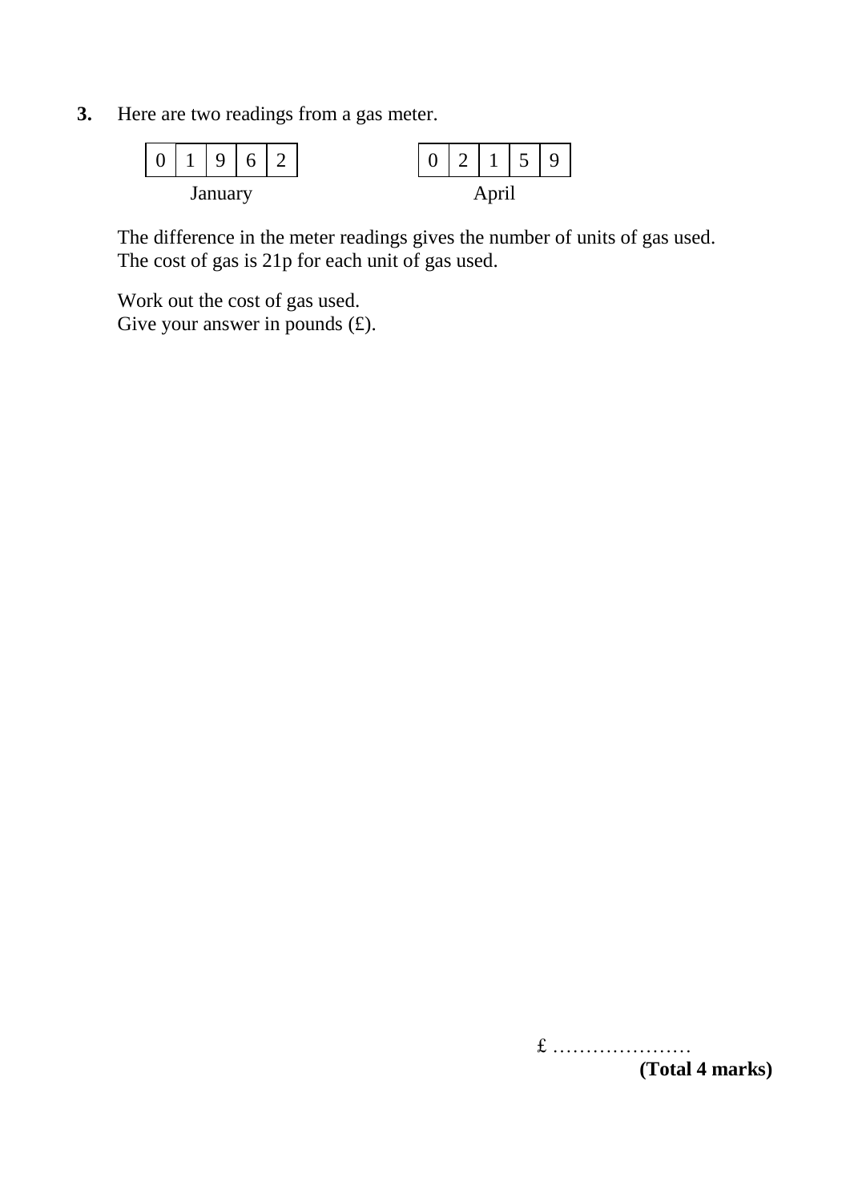**3.** Here are two readings from a gas meter.

| 0 | 1 | 9 | 6 | 2 |
|---|---|---|---|---|

January

| 0 | 2 | 1 | 5 | 9 |
|---|---|---|---|---|

April

The difference in the meter readings gives the number of units of gas used.
The cost of gas is 21p for each unit of gas used.

Work out the cost of gas used.
Give your answer in pounds (£).

£ …………………

**(Total 4 marks)**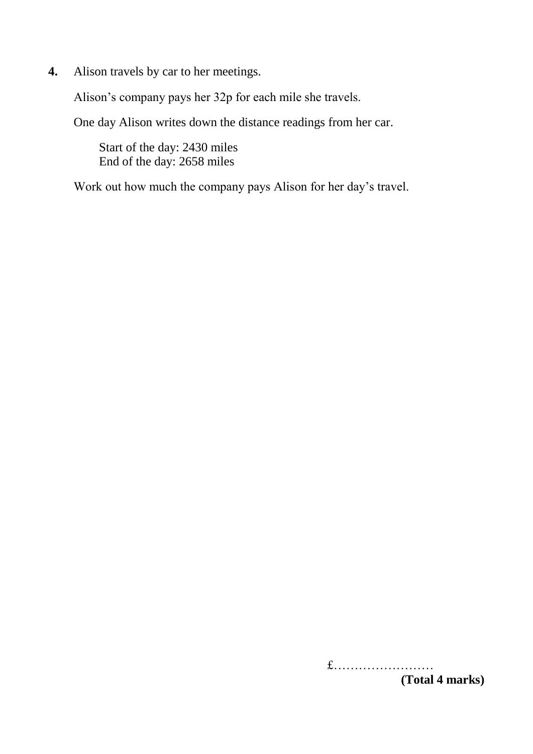**4.** Alison travels by car to her meetings.

Alison's company pays her 32p for each mile she travels.

One day Alison writes down the distance readings from her car.

Start of the day: 2430 miles
End of the day: 2658 miles

Work out how much the company pays Alison for her day's travel.

£……………………

**(Total 4 marks)**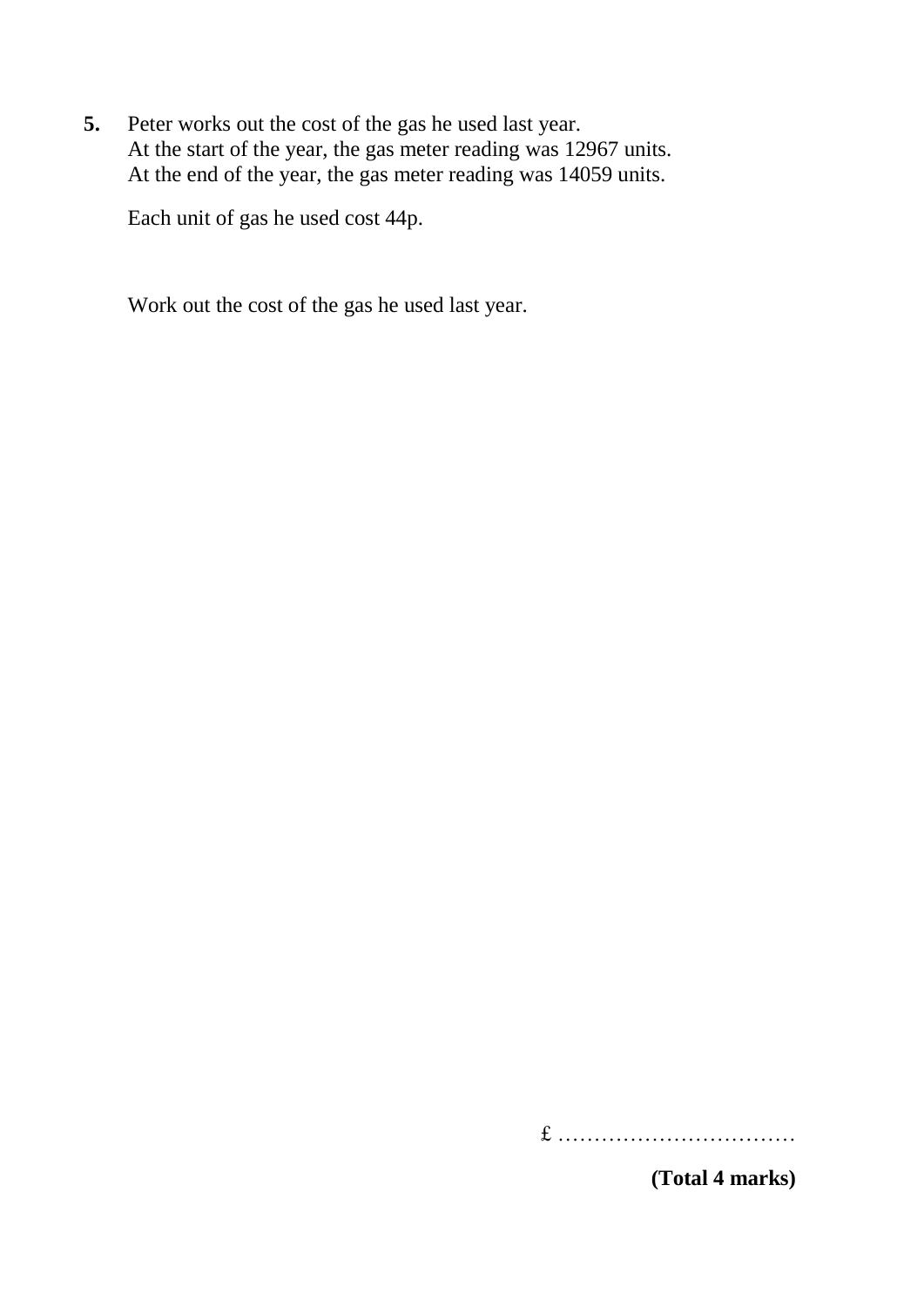**5.** Peter works out the cost of the gas he used last year.
At the start of the year, the gas meter reading was 12967 units.
At the end of the year, the gas meter reading was 14059 units.

Each unit of gas he used cost 44p.

Work out the cost of the gas he used last year.

£ ……………………………

**(Total 4 marks)**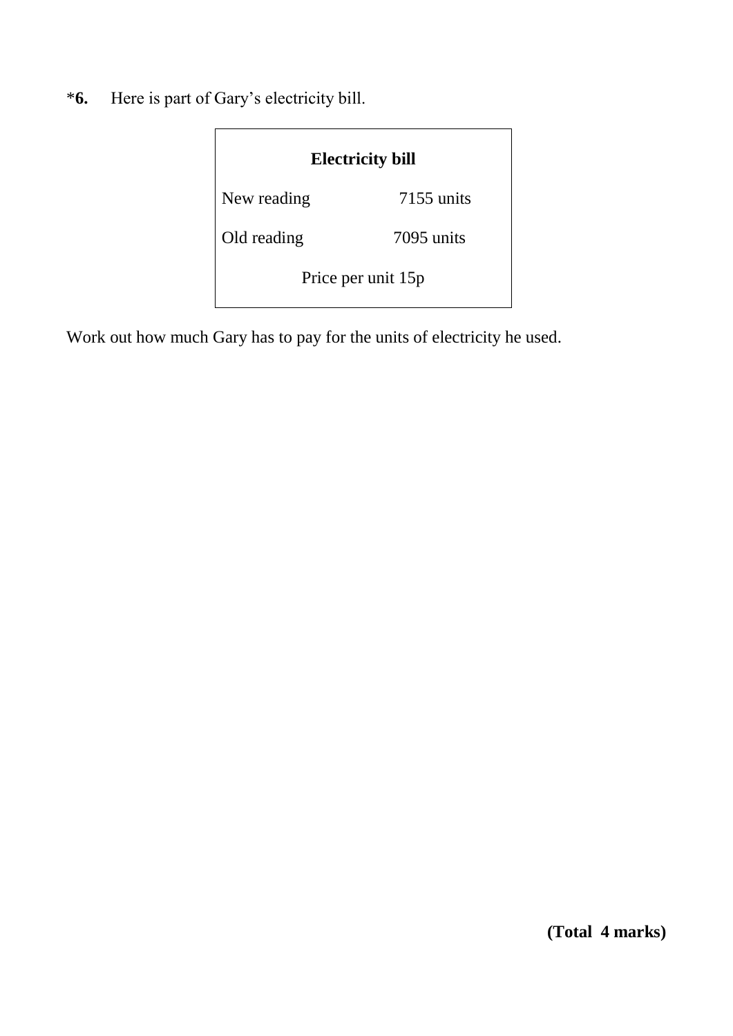*6. Here is part of Gary's electricity bill.

| **Electricity bill** | |
|---|---|
| New reading | 7155 units |
| Old reading | 7095 units |
| Price per unit 15p | |

Work out how much Gary has to pay for the units of electricity he used.

**(Total 4 marks)**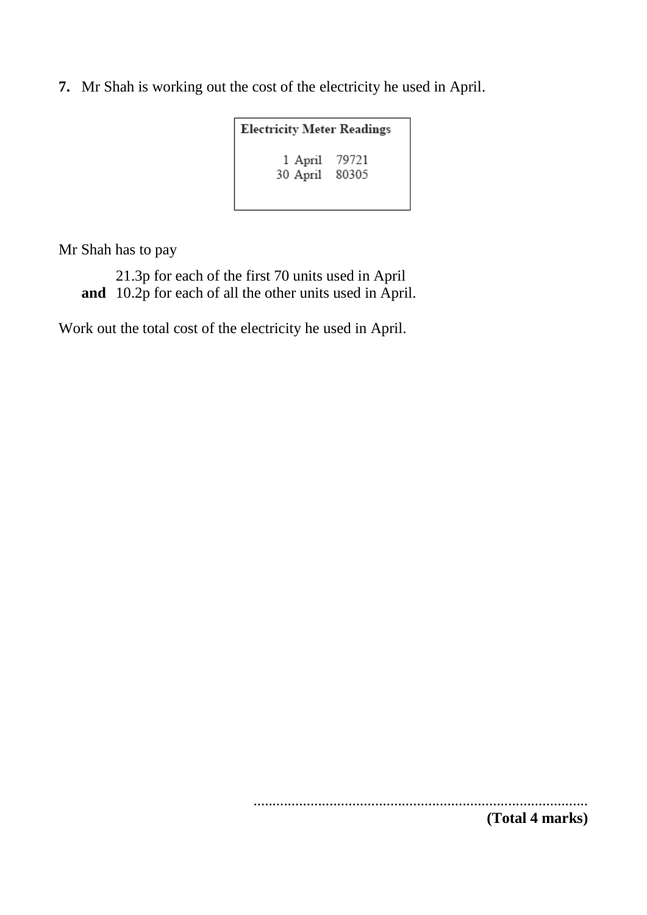**7.** Mr Shah is working out the cost of the electricity he used in April.

| Electricity Meter Readings | |
|---|---|
| 1 April | 79721 |
| 30 April | 80305 |

Mr Shah has to pay

21.3p for each of the first 70 units used in April
**and** 10.2p for each of all the other units used in April.

Work out the total cost of the electricity he used in April.

..........................................................................................

**(Total 4 marks)**